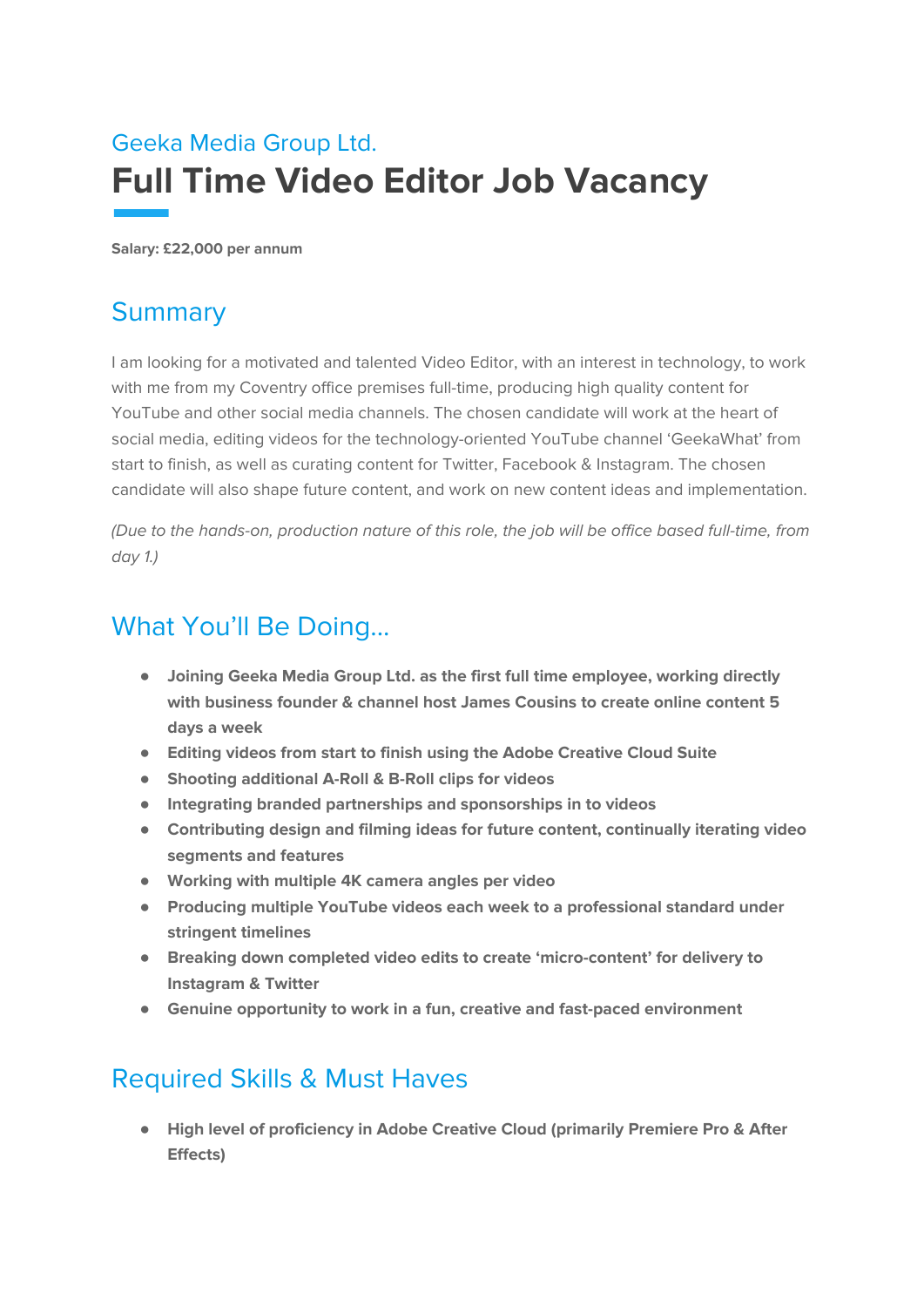Geeka Media Group Ltd.

# Full Time Video Editor Job Vacancy

**Salary: £22,000 per annum**

## Summary

I am looking for a motivated and talented Video Editor, with an interest in technology, to work with me from my Coventry office premises full-time, producing high quality content for YouTube and other social media channels. The chosen candidate will work at the heart of social media, editing videos for the technology-oriented YouTube channel 'GeekaWhat' from start to finish, as well as curating content for Twitter, Facebook & Instagram. The chosen candidate will also shape future content, and work on new content ideas and implementation.

*(Due to the hands-on, production nature of this role, the job will be office based full-time, from day 1.)*

## What You'll Be Doing...

- **Joining Geeka Media Group Ltd. as the first full time employee, working directly with business founder & channel host James Cousins to create online content 5 days a week**
- **Editing videos from start to finish using the Adobe Creative Cloud Suite**
- **Shooting additional A-Roll & B-Roll clips for videos**
- **Integrating branded partnerships and sponsorships in to videos**
- **Contributing design and filming ideas for future content, continually iterating video segments and features**
- **Working with multiple 4K camera angles per video**
- **Producing multiple YouTube videos each week to a professional standard under stringent timelines**
- **Breaking down completed video edits to create 'micro-content' for delivery to Instagram & Twitter**
- **Genuine opportunity to work in a fun, creative and fast-paced environment**

## Required Skills & Must Haves

- **High level of proficiency in Adobe Creative Cloud (primarily Premiere Pro & After Effects)**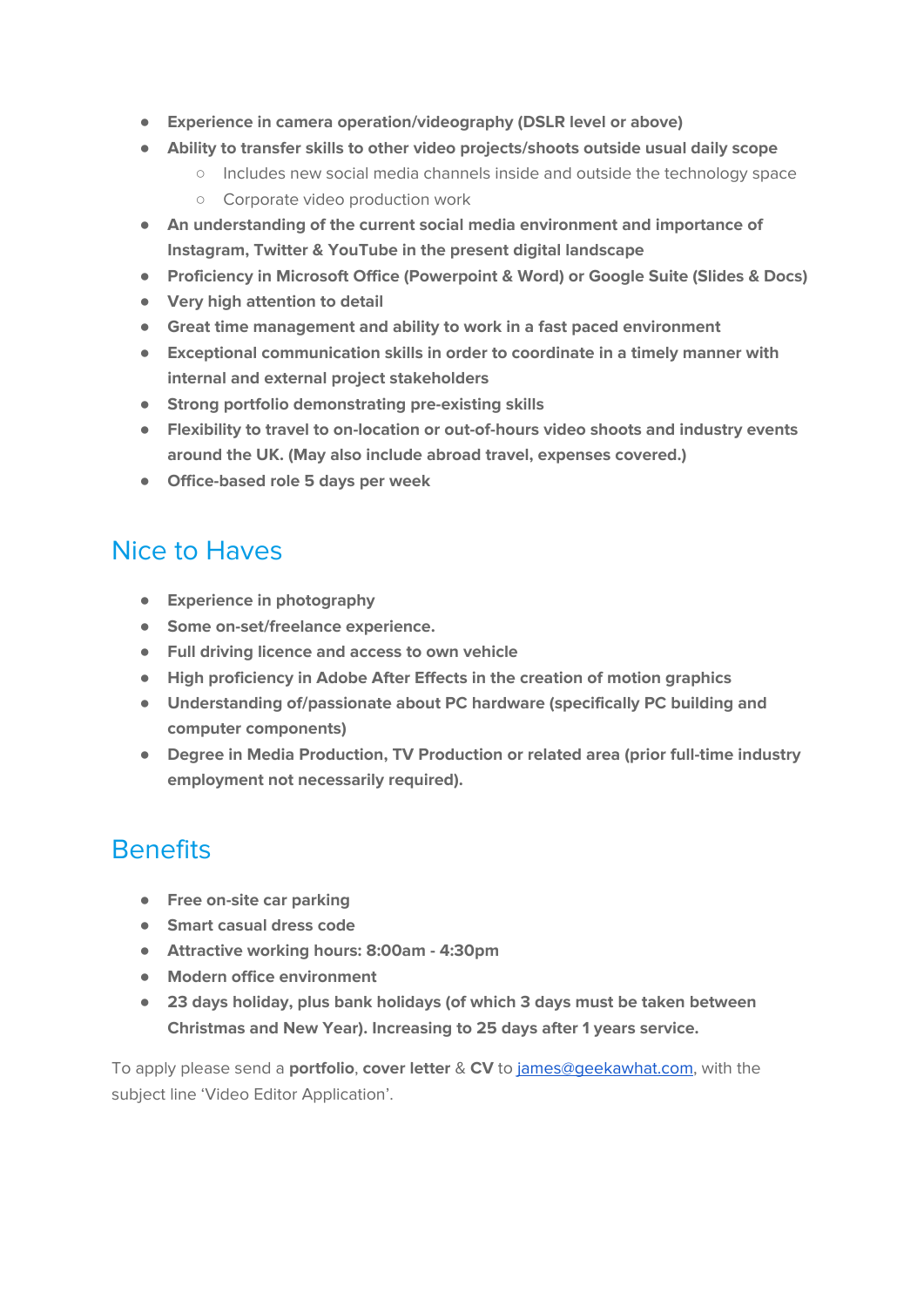- **Experience in camera operation/videography (DSLR level or above)**
- **Ability to transfer skills to other video projects/shoots outside usual daily scope**
    - Includes new social media channels inside and outside the technology space
    - Corporate video production work
- **An understanding of the current social media environment and importance of Instagram, Twitter & YouTube in the present digital landscape**
- **Proficiency in Microsoft Office (Powerpoint & Word) or Google Suite (Slides & Docs)**
- **Very high attention to detail**
- **Great time management and ability to work in a fast paced environment**
- **Exceptional communication skills in order to coordinate in a timely manner with internal and external project stakeholders**
- **Strong portfolio demonstrating pre-existing skills**
- **Flexibility to travel to on-location or out-of-hours video shoots and industry events around the UK. (May also include abroad travel, expenses covered.)**
- **Office-based role 5 days per week**

## Nice to Haves

- **Experience in photography**
- **Some on-set/freelance experience.**
- **Full driving licence and access to own vehicle**
- **High proficiency in Adobe After Effects in the creation of motion graphics**
- **Understanding of/passionate about PC hardware (specifically PC building and computer components)**
- **Degree in Media Production, TV Production or related area (prior full-time industry employment not necessarily required).**

## Benefits

- **Free on-site car parking**
- **Smart casual dress code**
- **Attractive working hours: 8:00am - 4:30pm**
- **Modern office environment**
- **23 days holiday, plus bank holidays (of which 3 days must be taken between Christmas and New Year). Increasing to 25 days after 1 years service.**

To apply please send a **portfolio**, **cover letter** & **CV** to james@geekawhat.com, with the subject line 'Video Editor Application'.